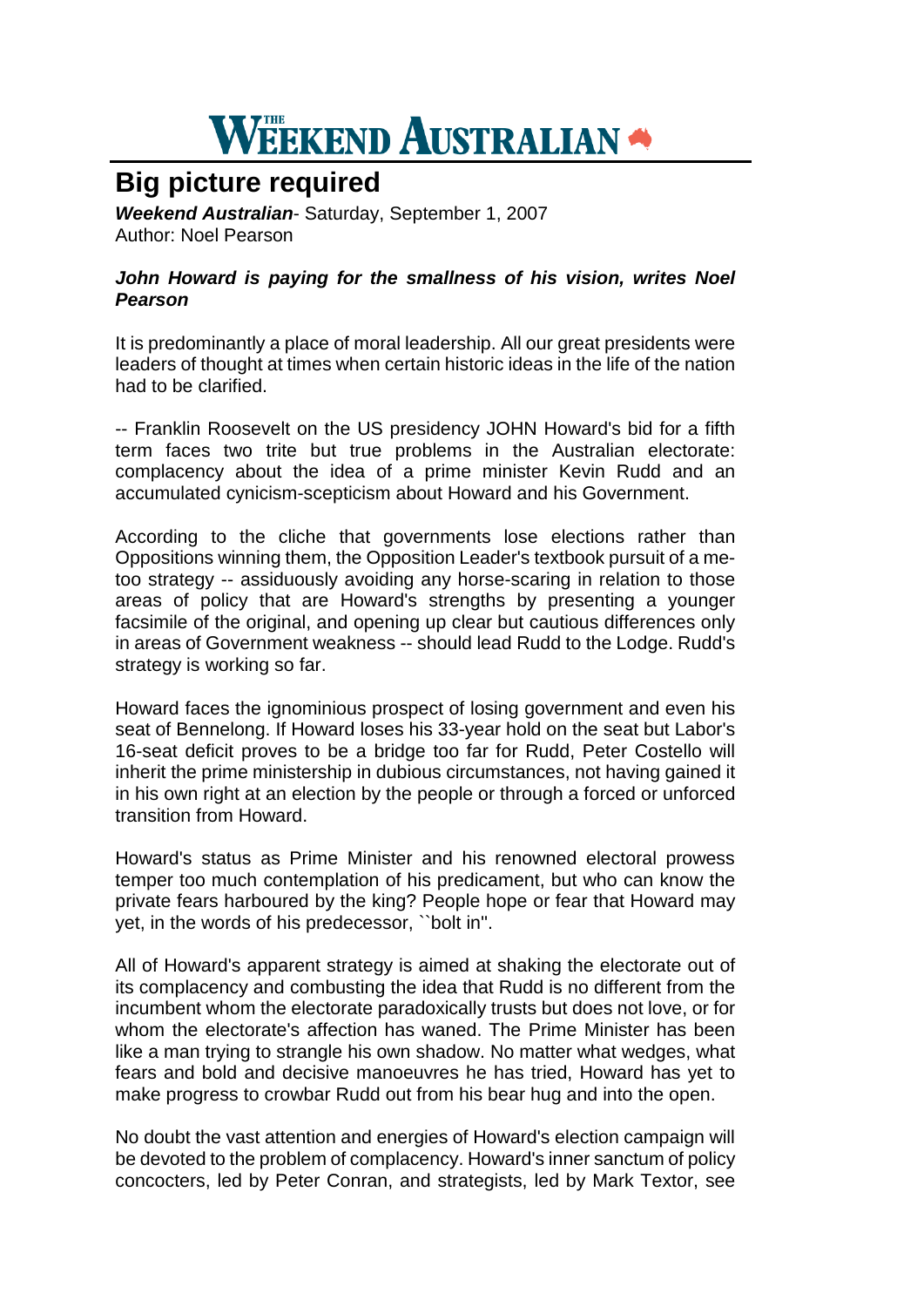# THE WEEKEND AUSTRALIAN

## Big picture required

***Weekend Australian***- Saturday, September 1, 2007
Author: Noel Pearson

***John Howard is paying for the smallness of his vision, writes Noel Pearson***

It is predominantly a place of moral leadership. All our great presidents were leaders of thought at times when certain historic ideas in the life of the nation had to be clarified.

-- Franklin Roosevelt on the US presidency JOHN Howard's bid for a fifth term faces two trite but true problems in the Australian electorate: complacency about the idea of a prime minister Kevin Rudd and an accumulated cynicism-scepticism about Howard and his Government.

According to the cliche that governments lose elections rather than Oppositions winning them, the Opposition Leader's textbook pursuit of a me-too strategy -- assiduously avoiding any horse-scaring in relation to those areas of policy that are Howard's strengths by presenting a younger facsimile of the original, and opening up clear but cautious differences only in areas of Government weakness -- should lead Rudd to the Lodge. Rudd's strategy is working so far.

Howard faces the ignominious prospect of losing government and even his seat of Bennelong. If Howard loses his 33-year hold on the seat but Labor's 16-seat deficit proves to be a bridge too far for Rudd, Peter Costello will inherit the prime ministership in dubious circumstances, not having gained it in his own right at an election by the people or through a forced or unforced transition from Howard.

Howard's status as Prime Minister and his renowned electoral prowess temper too much contemplation of his predicament, but who can know the private fears harboured by the king? People hope or fear that Howard may yet, in the words of his predecessor, ``bolt in''.

All of Howard's apparent strategy is aimed at shaking the electorate out of its complacency and combusting the idea that Rudd is no different from the incumbent whom the electorate paradoxically trusts but does not love, or for whom the electorate's affection has waned. The Prime Minister has been like a man trying to strangle his own shadow. No matter what wedges, what fears and bold and decisive manoeuvres he has tried, Howard has yet to make progress to crowbar Rudd out from his bear hug and into the open.

No doubt the vast attention and energies of Howard's election campaign will be devoted to the problem of complacency. Howard's inner sanctum of policy concocters, led by Peter Conran, and strategists, led by Mark Textor, see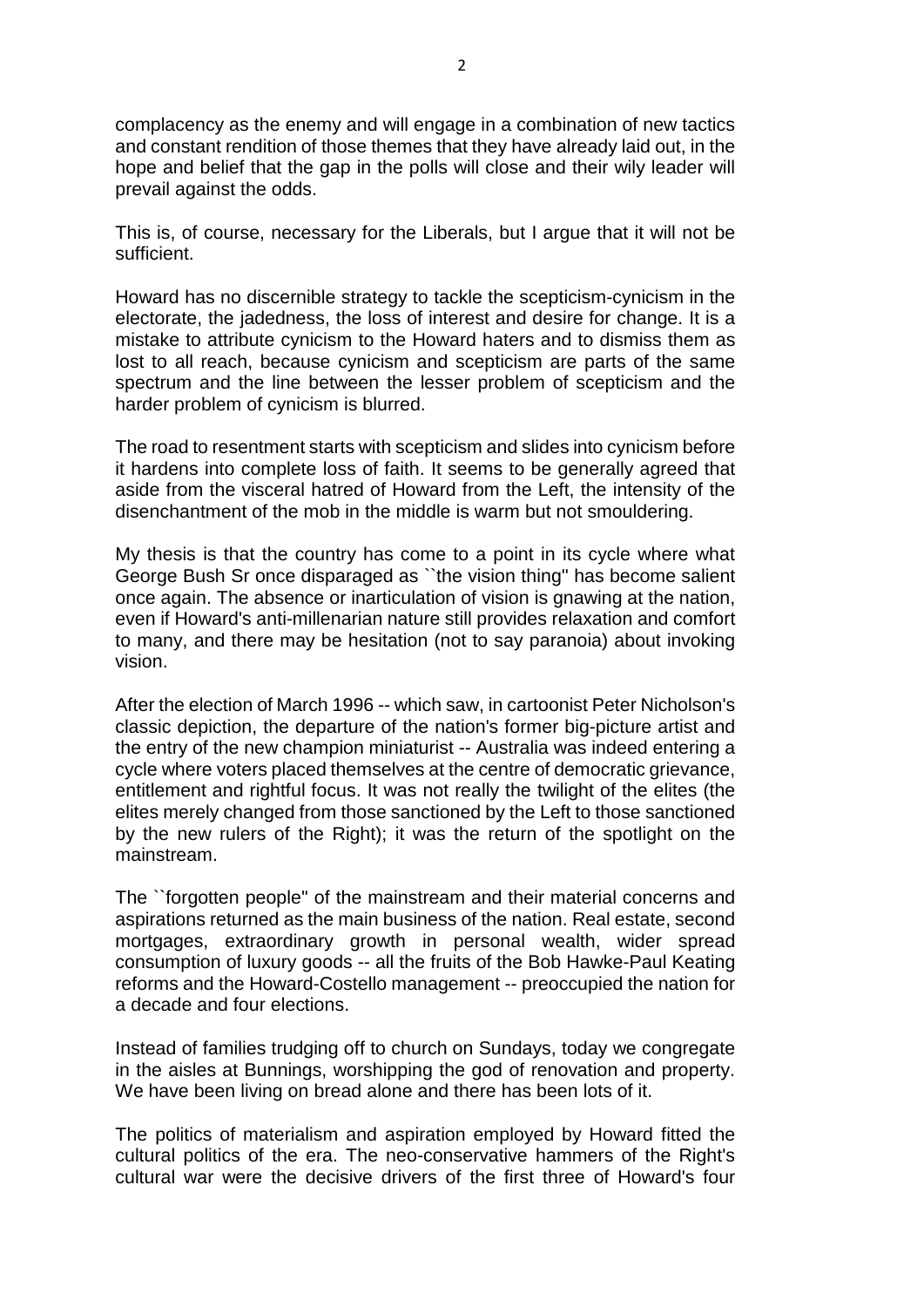complacency as the enemy and will engage in a combination of new tactics and constant rendition of those themes that they have already laid out, in the hope and belief that the gap in the polls will close and their wily leader will prevail against the odds.

This is, of course, necessary for the Liberals, but I argue that it will not be sufficient.

Howard has no discernible strategy to tackle the scepticism-cynicism in the electorate, the jadedness, the loss of interest and desire for change. It is a mistake to attribute cynicism to the Howard haters and to dismiss them as lost to all reach, because cynicism and scepticism are parts of the same spectrum and the line between the lesser problem of scepticism and the harder problem of cynicism is blurred.

The road to resentment starts with scepticism and slides into cynicism before it hardens into complete loss of faith. It seems to be generally agreed that aside from the visceral hatred of Howard from the Left, the intensity of the disenchantment of the mob in the middle is warm but not smouldering.

My thesis is that the country has come to a point in its cycle where what George Bush Sr once disparaged as ``the vision thing'' has become salient once again. The absence or inarticulation of vision is gnawing at the nation, even if Howard's anti-millenarian nature still provides relaxation and comfort to many, and there may be hesitation (not to say paranoia) about invoking vision.

After the election of March 1996 -- which saw, in cartoonist Peter Nicholson's classic depiction, the departure of the nation's former big-picture artist and the entry of the new champion miniaturist -- Australia was indeed entering a cycle where voters placed themselves at the centre of democratic grievance, entitlement and rightful focus. It was not really the twilight of the elites (the elites merely changed from those sanctioned by the Left to those sanctioned by the new rulers of the Right); it was the return of the spotlight on the mainstream.

The ``forgotten people'' of the mainstream and their material concerns and aspirations returned as the main business of the nation. Real estate, second mortgages, extraordinary growth in personal wealth, wider spread consumption of luxury goods -- all the fruits of the Bob Hawke-Paul Keating reforms and the Howard-Costello management -- preoccupied the nation for a decade and four elections.

Instead of families trudging off to church on Sundays, today we congregate in the aisles at Bunnings, worshipping the god of renovation and property. We have been living on bread alone and there has been lots of it.

The politics of materialism and aspiration employed by Howard fitted the cultural politics of the era. The neo-conservative hammers of the Right's cultural war were the decisive drivers of the first three of Howard's four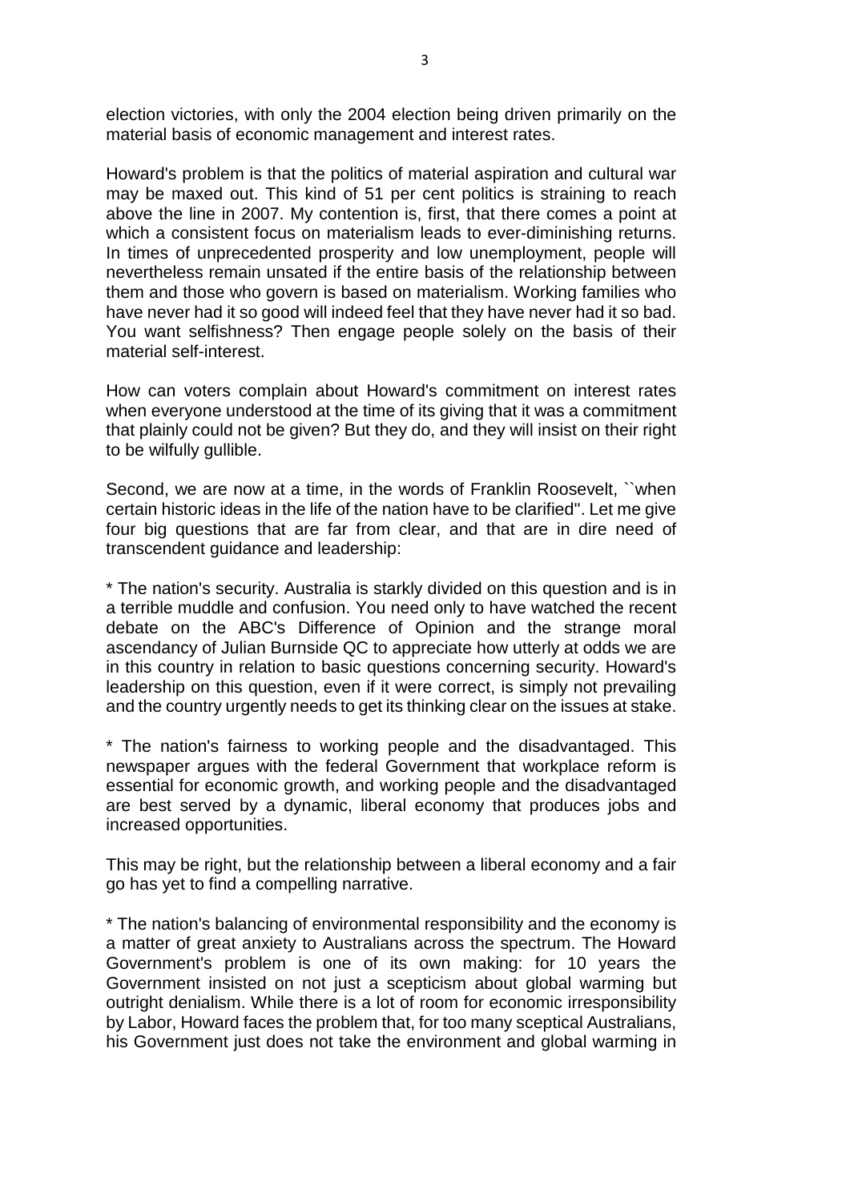election victories, with only the 2004 election being driven primarily on the material basis of economic management and interest rates.

Howard's problem is that the politics of material aspiration and cultural war may be maxed out. This kind of 51 per cent politics is straining to reach above the line in 2007. My contention is, first, that there comes a point at which a consistent focus on materialism leads to ever-diminishing returns. In times of unprecedented prosperity and low unemployment, people will nevertheless remain unsated if the entire basis of the relationship between them and those who govern is based on materialism. Working families who have never had it so good will indeed feel that they have never had it so bad. You want selfishness? Then engage people solely on the basis of their material self-interest.

How can voters complain about Howard's commitment on interest rates when everyone understood at the time of its giving that it was a commitment that plainly could not be given? But they do, and they will insist on their right to be wilfully gullible.

Second, we are now at a time, in the words of Franklin Roosevelt, ``when certain historic ideas in the life of the nation have to be clarified''. Let me give four big questions that are far from clear, and that are in dire need of transcendent guidance and leadership:

* The nation's security. Australia is starkly divided on this question and is in a terrible muddle and confusion. You need only to have watched the recent debate on the ABC's Difference of Opinion and the strange moral ascendancy of Julian Burnside QC to appreciate how utterly at odds we are in this country in relation to basic questions concerning security. Howard's leadership on this question, even if it were correct, is simply not prevailing and the country urgently needs to get its thinking clear on the issues at stake.

* The nation's fairness to working people and the disadvantaged. This newspaper argues with the federal Government that workplace reform is essential for economic growth, and working people and the disadvantaged are best served by a dynamic, liberal economy that produces jobs and increased opportunities.

This may be right, but the relationship between a liberal economy and a fair go has yet to find a compelling narrative.

* The nation's balancing of environmental responsibility and the economy is a matter of great anxiety to Australians across the spectrum. The Howard Government's problem is one of its own making: for 10 years the Government insisted on not just a scepticism about global warming but outright denialism. While there is a lot of room for economic irresponsibility by Labor, Howard faces the problem that, for too many sceptical Australians, his Government just does not take the environment and global warming in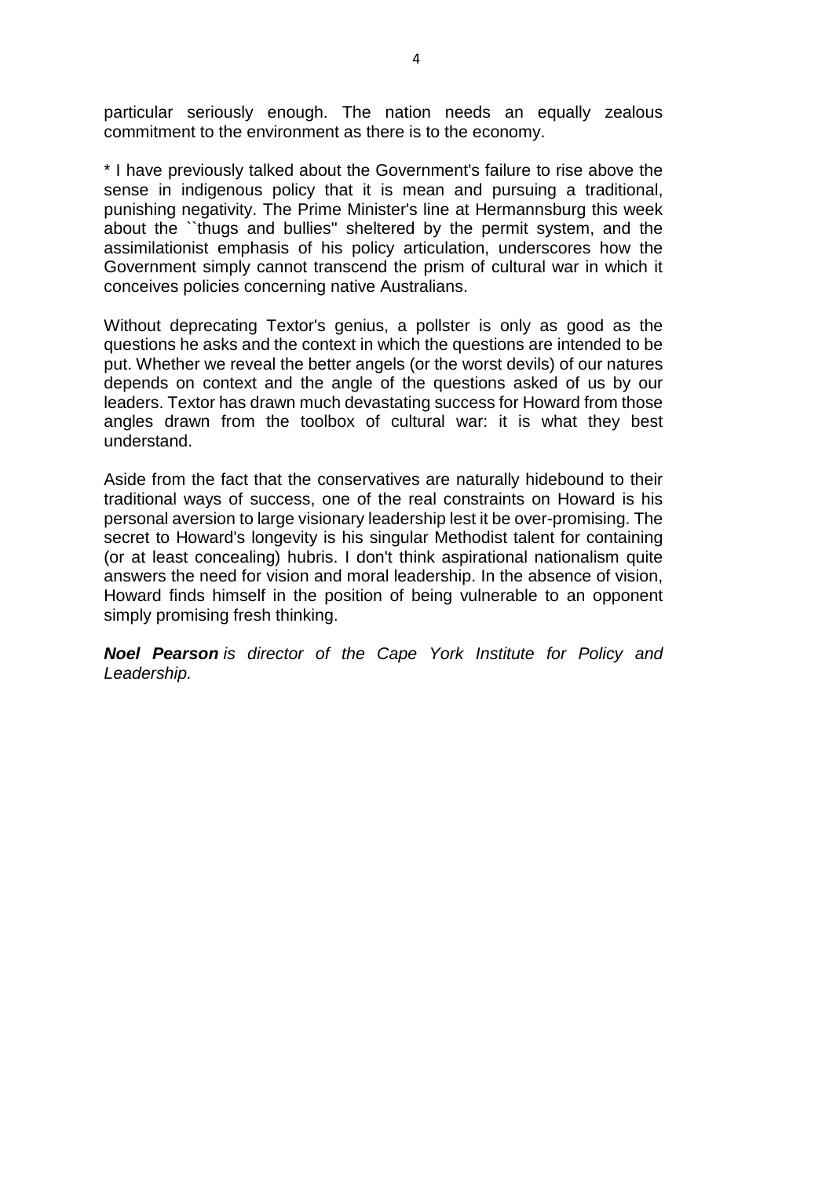particular seriously enough. The nation needs an equally zealous commitment to the environment as there is to the economy.

* I have previously talked about the Government's failure to rise above the sense in indigenous policy that it is mean and pursuing a traditional, punishing negativity. The Prime Minister's line at Hermannsburg this week about the ``thugs and bullies'' sheltered by the permit system, and the assimilationist emphasis of his policy articulation, underscores how the Government simply cannot transcend the prism of cultural war in which it conceives policies concerning native Australians.

Without deprecating Textor's genius, a pollster is only as good as the questions he asks and the context in which the questions are intended to be put. Whether we reveal the better angels (or the worst devils) of our natures depends on context and the angle of the questions asked of us by our leaders. Textor has drawn much devastating success for Howard from those angles drawn from the toolbox of cultural war: it is what they best understand.

Aside from the fact that the conservatives are naturally hidebound to their traditional ways of success, one of the real constraints on Howard is his personal aversion to large visionary leadership lest it be over-promising. The secret to Howard's longevity is his singular Methodist talent for containing (or at least concealing) hubris. I don't think aspirational nationalism quite answers the need for vision and moral leadership. In the absence of vision, Howard finds himself in the position of being vulnerable to an opponent simply promising fresh thinking.

***Noel Pearson*** *is director of the Cape York Institute for Policy and Leadership.*